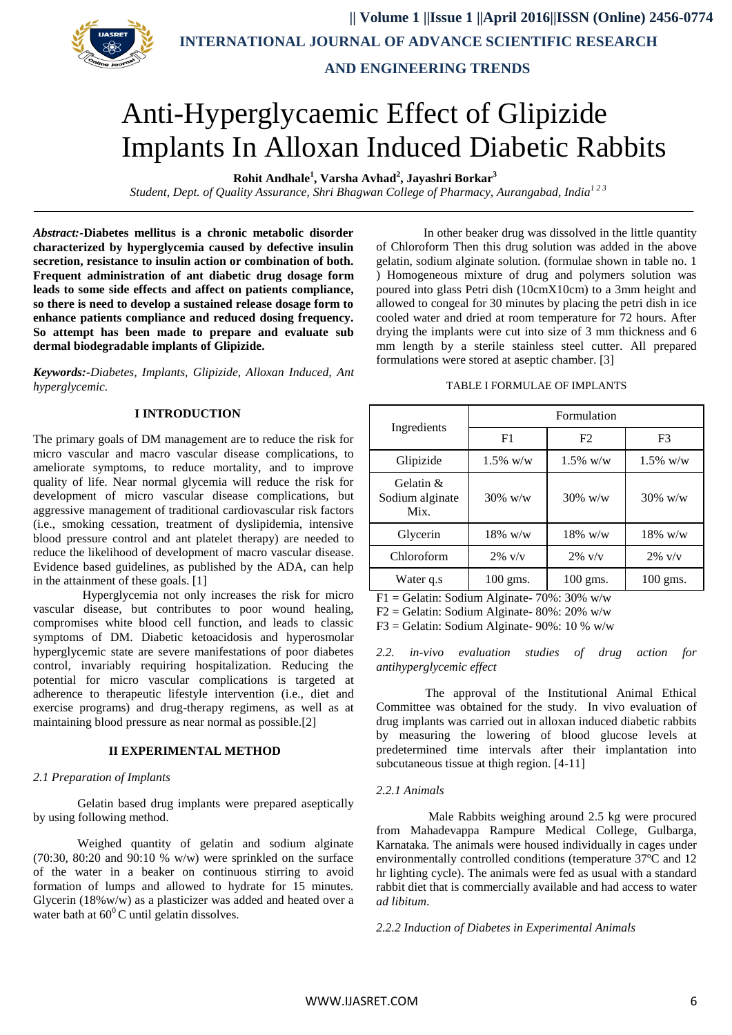# Anti-Hyperglycaemic Effect of Glipizide Implants In Alloxan Induced Diabetic Rabbits

**Rohit Andhale[1], Varsha Avhad[2], Jayashri Borkar[3]**

*Student, Dept. of Quality Assurance, Shri Bhagwan College of Pharmacy, Aurangabad, India[1 2 3]*

***Abstract:*-Diabetes mellitus is a chronic metabolic disorder characterized by hyperglycemia caused by defective insulin secretion, resistance to insulin action or combination of both. Frequent administration of ant diabetic drug dosage form leads to some side effects and affect on patients compliance, so there is need to develop a sustained release dosage form to enhance patients compliance and reduced dosing frequency. So attempt has been made to prepare and evaluate sub dermal biodegradable implants of Glipizide.**

***Keywords:****-Diabetes, Implants, Glipizide, Alloxan Induced, Ant hyperglycemic.*

## I INTRODUCTION

The primary goals of DM management are to reduce the risk for micro vascular and macro vascular disease complications, to ameliorate symptoms, to reduce mortality, and to improve quality of life. Near normal glycemia will reduce the risk for development of micro vascular disease complications, but aggressive management of traditional cardiovascular risk factors (i.e., smoking cessation, treatment of dyslipidemia, intensive blood pressure control and ant platelet therapy) are needed to reduce the likelihood of development of macro vascular disease. Evidence based guidelines, as published by the ADA, can help in the attainment of these goals. [1]

Hyperglycemia not only increases the risk for micro vascular disease, but contributes to poor wound healing, compromises white blood cell function, and leads to classic symptoms of DM. Diabetic ketoacidosis and hyperosmolar hyperglycemic state are severe manifestations of poor diabetes control, invariably requiring hospitalization. Reducing the potential for micro vascular complications is targeted at adherence to therapeutic lifestyle intervention (i.e., diet and exercise programs) and drug-therapy regimens, as well as at maintaining blood pressure as near normal as possible.[2]

## II EXPERIMENTAL METHOD

### *2.1 Preparation of Implants*

Gelatin based drug implants were prepared aseptically by using following method.

Weighed quantity of gelatin and sodium alginate (70:30, 80:20 and 90:10 % w/w) were sprinkled on the surface of the water in a beaker on continuous stirring to avoid formation of lumps and allowed to hydrate for 15 minutes. Glycerin (18%w/w) as a plasticizer was added and heated over a water bath at $60^0$ C until gelatin dissolves.

In other beaker drug was dissolved in the little quantity of Chloroform Then this drug solution was added in the above gelatin, sodium alginate solution. (formulae shown in table no. 1 ) Homogeneous mixture of drug and polymers solution was poured into glass Petri dish (10cmX10cm) to a 3mm height and allowed to congeal for 30 minutes by placing the petri dish in ice cooled water and dried at room temperature for 72 hours. After drying the implants were cut into size of 3 mm thickness and 6 mm length by a sterile stainless steel cutter. All prepared formulations were stored at aseptic chamber. [3]

TABLE I FORMULAE OF IMPLANTS

| Ingredients | Formulation | | |
|---|---|---|---|
| | F1 | F2 | F3 |
| Glipizide | 1.5% w/w | 1.5% w/w | 1.5% w/w |
| Gelatin & Sodium alginate Mix. | 30% w/w | 30% w/w | 30% w/w |
| Glycerin | 18% w/w | 18% w/w | 18% w/w |
| Chloroform | 2% v/v | 2% v/v | 2% v/v |
| Water q.s | 100 gms. | 100 gms. | 100 gms. |

F1 = Gelatin: Sodium Alginate- 70%: 30% w/w
F2 = Gelatin: Sodium Alginate- 80%: 20% w/w
F3 = Gelatin: Sodium Alginate- 90%: 10 % w/w

### *2.2. in-vivo evaluation studies of drug action for antihyperglycemic effect*

The approval of the Institutional Animal Ethical Committee was obtained for the study. In vivo evaluation of drug implants was carried out in alloxan induced diabetic rabbits by measuring the lowering of blood glucose levels at predetermined time intervals after their implantation into subcutaneous tissue at thigh region. [4-11]

#### *2.2.1 Animals*

Male Rabbits weighing around 2.5 kg were procured from Mahadevappa Rampure Medical College, Gulbarga, Karnataka. The animals were housed individually in cages under environmentally controlled conditions (temperature 37ºC and 12 hr lighting cycle). The animals were fed as usual with a standard rabbit diet that is commercially available and had access to water *ad libitum*.

#### *2.2.2 Induction of Diabetes in Experimental Animals*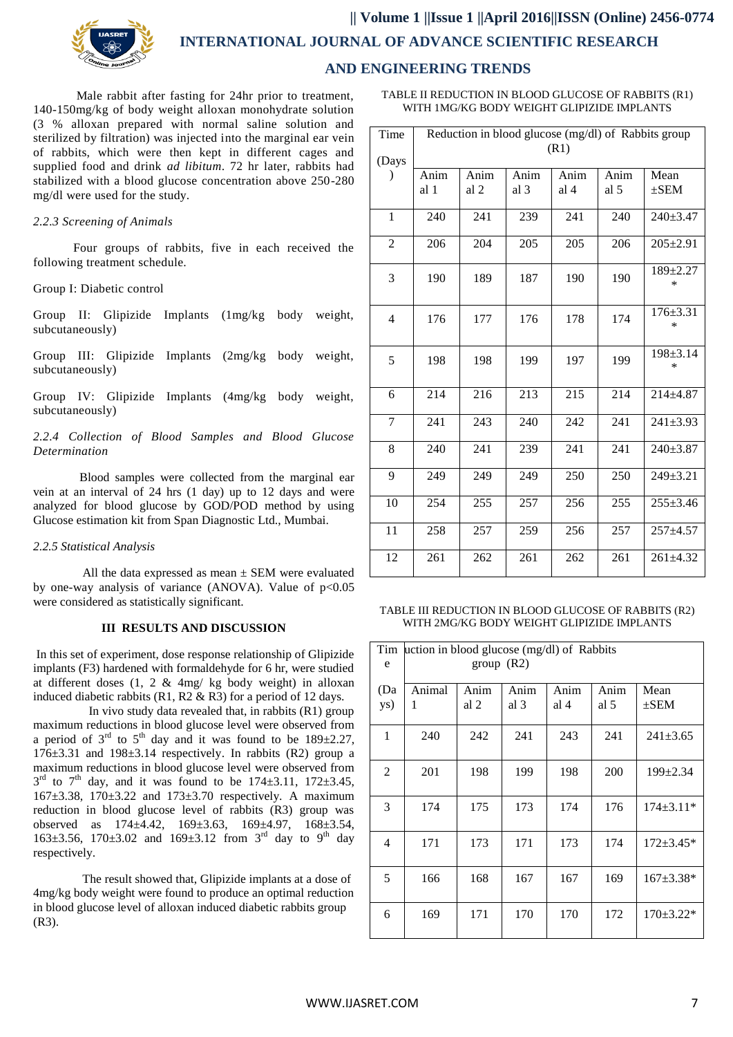Male rabbit after fasting for 24hr prior to treatment, 140-150mg/kg of body weight alloxan monohydrate solution (3 % alloxan prepared with normal saline solution and sterilized by filtration) was injected into the marginal ear vein of rabbits, which were then kept in different cages and supplied food and drink *ad libitum*. 72 hr later, rabbits had stabilized with a blood glucose concentration above 250-280 mg/dl were used for the study.

*2.2.3 Screening of Animals*

Four groups of rabbits, five in each received the following treatment schedule.

Group I: Diabetic control

Group II: Glipizide Implants (1mg/kg body weight, subcutaneously)

Group III: Glipizide Implants (2mg/kg body weight, subcutaneously)

Group IV: Glipizide Implants (4mg/kg body weight, subcutaneously)

*2.2.4 Collection of Blood Samples and Blood Glucose Determination*

Blood samples were collected from the marginal ear vein at an interval of 24 hrs (1 day) up to 12 days and were analyzed for blood glucose by GOD/POD method by using Glucose estimation kit from Span Diagnostic Ltd., Mumbai.

*2.2.5 Statistical Analysis*

All the data expressed as mean ± SEM were evaluated by one-way analysis of variance (ANOVA). Value of $p<0.05$ were considered as statistically significant.

## III RESULTS AND DISCUSSION

In this set of experiment, dose response relationship of Glipizide implants (F3) hardened with formaldehyde for 6 hr, were studied at different doses (1, 2 & 4mg/ kg body weight) in alloxan induced diabetic rabbits (R1, R2 & R3) for a period of 12 days.

In vivo study data revealed that, in rabbits (R1) group maximum reductions in blood glucose level were observed from a period of 3rd to 5th day and it was found to be 189±2.27, 176±3.31 and 198±3.14 respectively. In rabbits (R2) group a maximum reductions in blood glucose level were observed from 3rd to 7th day, and it was found to be 174±3.11, 172±3.45, 167±3.38, 170±3.22 and 173±3.70 respectively. A maximum reduction in blood glucose level of rabbits (R3) group was observed as 174±4.42, 169±3.63, 169±4.97, 168±3.54, 163±3.56, 170±3.02 and 169±3.12 from 3rd day to 9th day respectively.

The result showed that, Glipizide implants at a dose of 4mg/kg body weight were found to produce an optimal reduction in blood glucose level of alloxan induced diabetic rabbits group (R3).

TABLE II REDUCTION IN BLOOD GLUCOSE OF RABBITS (R1) WITH 1MG/KG BODY WEIGHT GLIPIZIDE IMPLANTS

| Time (Days) | Reduction in blood glucose (mg/dl) of Rabbits group (R1) | | | | | |
|---|---|---|---|---|---|---|
| | Animal 1 | Animal 2 | Animal 3 | Animal 4 | Animal 5 | Mean ±SEM |
| 1 | 240 | 241 | 239 | 241 | 240 | 240±3.47 |
| 2 | 206 | 204 | 205 | 205 | 206 | 205±2.91 |
| 3 | 190 | 189 | 187 | 190 | 190 | 189±2.27 * |
| 4 | 176 | 177 | 176 | 178 | 174 | 176±3.31 * |
| 5 | 198 | 198 | 199 | 197 | 199 | 198±3.14 * |
| 6 | 214 | 216 | 213 | 215 | 214 | 214±4.87 |
| 7 | 241 | 243 | 240 | 242 | 241 | 241±3.93 |
| 8 | 240 | 241 | 239 | 241 | 241 | 240±3.87 |
| 9 | 249 | 249 | 249 | 250 | 250 | 249±3.21 |
| 10 | 254 | 255 | 257 | 256 | 255 | 255±3.46 |
| 11 | 258 | 257 | 259 | 256 | 257 | 257±4.57 |
| 12 | 261 | 262 | 261 | 262 | 261 | 261±4.32 |

TABLE III REDUCTION IN BLOOD GLUCOSE OF RABBITS (R2) WITH 2MG/KG BODY WEIGHT GLIPIZIDE IMPLANTS

| Time (Days) | uction in blood glucose (mg/dl) of Rabbits group (R2) | | | | | |
|---|---|---|---|---|---|---|
| | Animal 1 | Animal 2 | Animal 3 | Animal 4 | Animal 5 | Mean ±SEM |
| 1 | 240 | 242 | 241 | 243 | 241 | 241±3.65 |
| 2 | 201 | 198 | 199 | 198 | 200 | 199±2.34 |
| 3 | 174 | 175 | 173 | 174 | 176 | 174±3.11* |
| 4 | 171 | 173 | 171 | 173 | 174 | 172±3.45* |
| 5 | 166 | 168 | 167 | 167 | 169 | 167±3.38* |
| 6 | 169 | 171 | 170 | 170 | 172 | 170±3.22* |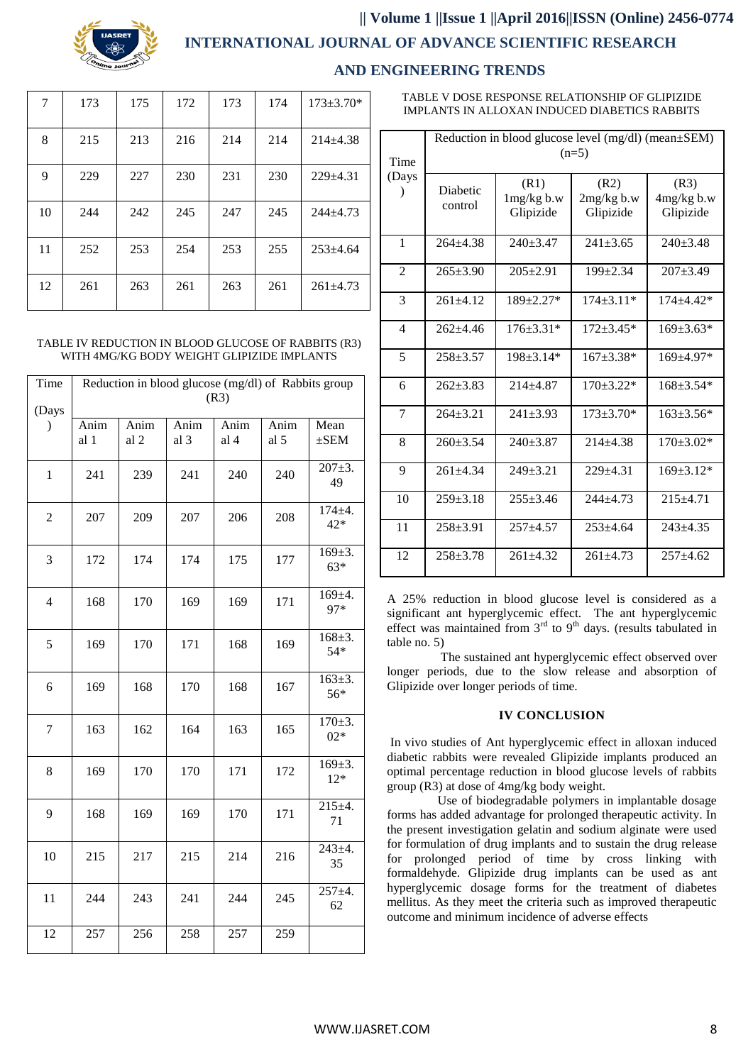| 7 | 173 | 175 | 172 | 173 | 174 | 173±3.70* |
|---|---|---|---|---|---|---|
| 8 | 215 | 213 | 216 | 214 | 214 | 214±4.38 |
| 9 | 229 | 227 | 230 | 231 | 230 | 229±4.31 |
| 10 | 244 | 242 | 245 | 247 | 245 | 244±4.73 |
| 11 | 252 | 253 | 254 | 253 | 255 | 253±4.64 |
| 12 | 261 | 263 | 261 | 263 | 261 | 261±4.73 |

TABLE IV REDUCTION IN BLOOD GLUCOSE OF RABBITS (R3) WITH 4MG/KG BODY WEIGHT GLIPIZIDE IMPLANTS

| Time (Days) | Reduction in blood glucose (mg/dl) of Rabbits group (R3) | | | | | |
|---|---|---|---|---|---|---|
| | Animal 1 | Animal 2 | Animal 3 | Animal 4 | Animal 5 | Mean ±SEM |
| 1 | 241 | 239 | 241 | 240 | 240 | 207±3.49 |
| 2 | 207 | 209 | 207 | 206 | 208 | 174±4.42* |
| 3 | 172 | 174 | 174 | 175 | 177 | 169±3.63* |
| 4 | 168 | 170 | 169 | 169 | 171 | 169±4.97* |
| 5 | 169 | 170 | 171 | 168 | 169 | 168±3.54* |
| 6 | 169 | 168 | 170 | 168 | 167 | 163±3.56* |
| 7 | 163 | 162 | 164 | 163 | 165 | 170±3.02* |
| 8 | 169 | 170 | 170 | 171 | 172 | 169±3.12* |
| 9 | 168 | 169 | 169 | 170 | 171 | 215±4.71 |
| 10 | 215 | 217 | 215 | 214 | 216 | 243±4.35 |
| 11 | 244 | 243 | 241 | 244 | 245 | 257±4.62 |
| 12 | 257 | 256 | 258 | 257 | 259 | |

TABLE V DOSE RESPONSE RELATIONSHIP OF GLIPIZIDE IMPLANTS IN ALLOXAN INDUCED DIABETICS RABBITS

| Time (Days) | Reduction in blood glucose level (mg/dl) (mean±SEM) (n=5) | | | |
|---|---|---|---|---|
| | Diabetic control | (R1) 1mg/kg b.w Glipizide | (R2) 2mg/kg b.w Glipizide | (R3) 4mg/kg b.w Glipizide |
| 1 | 264±4.38 | 240±3.47 | 241±3.65 | 240±3.48 |
| 2 | 265±3.90 | 205±2.91 | 199±2.34 | 207±3.49 |
| 3 | 261±4.12 | 189±2.27* | 174±3.11* | 174±4.42* |
| 4 | 262±4.46 | 176±3.31* | 172±3.45* | 169±3.63* |
| 5 | 258±3.57 | 198±3.14* | 167±3.38* | 169±4.97* |
| 6 | 262±3.83 | 214±4.87 | 170±3.22* | 168±3.54* |
| 7 | 264±3.21 | 241±3.93 | 173±3.70* | 163±3.56* |
| 8 | 260±3.54 | 240±3.87 | 214±4.38 | 170±3.02* |
| 9 | 261±4.34 | 249±3.21 | 229±4.31 | 169±3.12* |
| 10 | 259±3.18 | 255±3.46 | 244±4.73 | 215±4.71 |
| 11 | 258±3.91 | 257±4.57 | 253±4.64 | 243±4.35 |
| 12 | 258±3.78 | 261±4.32 | 261±4.73 | 257±4.62 |

A 25% reduction in blood glucose level is considered as a significant ant hyperglycemic effect. The ant hyperglycemic effect was maintained from 3rd to 9th days. (results tabulated in table no. 5)

The sustained ant hyperglycemic effect observed over longer periods, due to the slow release and absorption of Glipizide over longer periods of time.

## IV CONCLUSION

In vivo studies of Ant hyperglycemic effect in alloxan induced diabetic rabbits were revealed Glipizide implants produced an optimal percentage reduction in blood glucose levels of rabbits group (R3) at dose of 4mg/kg body weight.

Use of biodegradable polymers in implantable dosage forms has added advantage for prolonged therapeutic activity. In the present investigation gelatin and sodium alginate were used for formulation of drug implants and to sustain the drug release for prolonged period of time by cross linking with formaldehyde. Glipizide drug implants can be used as ant hyperglycemic dosage forms for the treatment of diabetes mellitus. As they meet the criteria such as improved therapeutic outcome and minimum incidence of adverse effects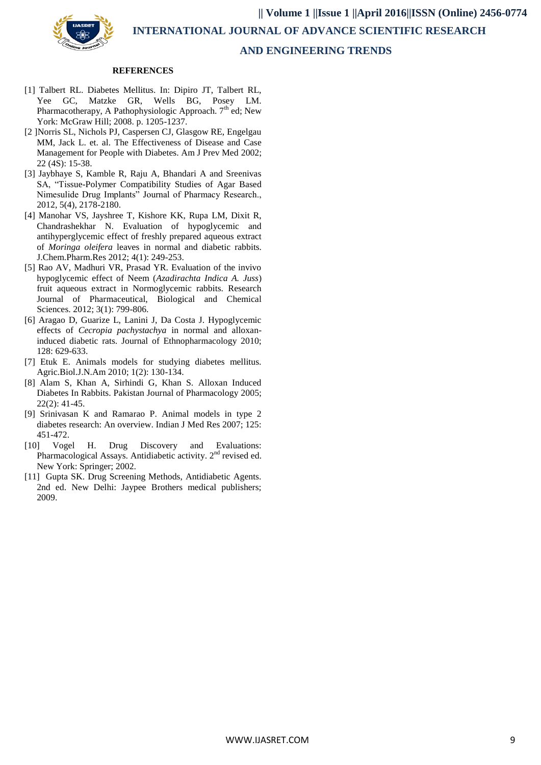**REFERENCES**

[1] Talbert RL. Diabetes Mellitus. In: Dipiro JT, Talbert RL, Yee GC, Matzke GR, Wells BG, Posey LM. Pharmacotherapy, A Pathophysiologic Approach. 7th ed; New York: McGraw Hill; 2008. p. 1205-1237.

[2 ]Norris SL, Nichols PJ, Caspersen CJ, Glasgow RE, Engelgau MM, Jack L. et. al. The Effectiveness of Disease and Case Management for People with Diabetes. Am J Prev Med 2002; 22 (4S): 15-38.

[3] Jaybhaye S, Kamble R, Raju A, Bhandari A and Sreenivas SA, "Tissue-Polymer Compatibility Studies of Agar Based Nimesulide Drug Implants" Journal of Pharmacy Research., 2012, 5(4), 2178-2180.

[4] Manohar VS, Jayshree T, Kishore KK, Rupa LM, Dixit R, Chandrashekhar N. Evaluation of hypoglycemic and antihyperglycemic effect of freshly prepared aqueous extract of *Moringa oleifera* leaves in normal and diabetic rabbits. J.Chem.Pharm.Res 2012; 4(1): 249-253.

[5] Rao AV, Madhuri VR, Prasad YR. Evaluation of the invivo hypoglycemic effect of Neem (*Azadirachta Indica A. Juss*) fruit aqueous extract in Normoglycemic rabbits. Research Journal of Pharmaceutical, Biological and Chemical Sciences. 2012; 3(1): 799-806.

[6] Aragao D, Guarize L, Lanini J, Da Costa J. Hypoglycemic effects of *Cecropia pachystachya* in normal and alloxan-induced diabetic rats. Journal of Ethnopharmacology 2010; 128: 629-633.

[7] Etuk E. Animals models for studying diabetes mellitus. Agric.Biol.J.N.Am 2010; 1(2): 130-134.

[8] Alam S, Khan A, Sirhindi G, Khan S. Alloxan Induced Diabetes In Rabbits. Pakistan Journal of Pharmacology 2005; 22(2): 41-45.

[9] Srinivasan K and Ramarao P. Animal models in type 2 diabetes research: An overview. Indian J Med Res 2007; 125: 451-472.

[10] Vogel H. Drug Discovery and Evaluations: Pharmacological Assays. Antidiabetic activity. 2nd revised ed. New York: Springer; 2002.

[11] Gupta SK. Drug Screening Methods, Antidiabetic Agents. 2nd ed. New Delhi: Jaypee Brothers medical publishers; 2009.